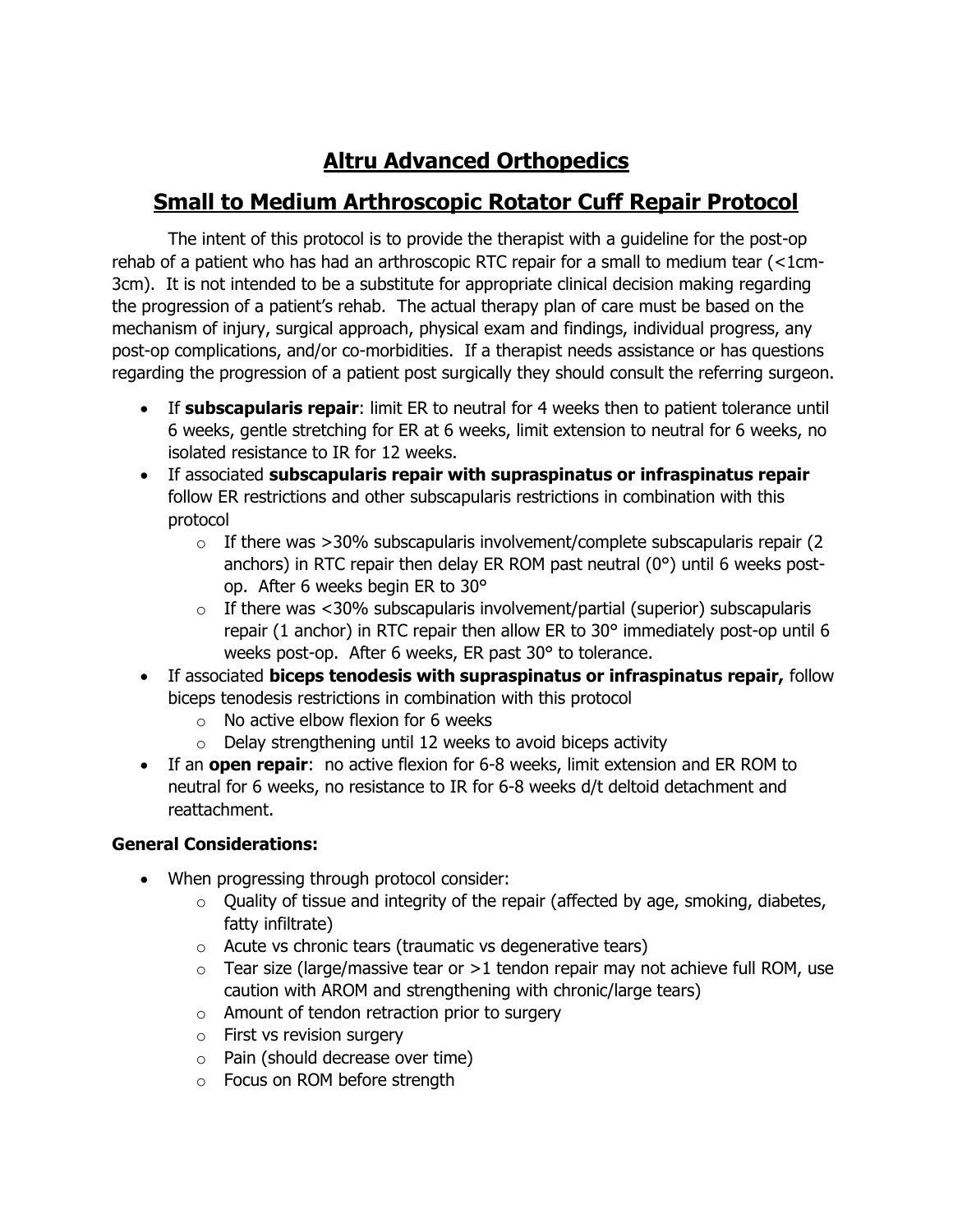# Altru Advanced Orthopedics

## Small to Medium Arthroscopic Rotator Cuff Repair Protocol

The intent of this protocol is to provide the therapist with a guideline for the post-op rehab of a patient who has had an arthroscopic RTC repair for a small to medium tear (<1cm-3cm). It is not intended to be a substitute for appropriate clinical decision making regarding the progression of a patient's rehab. The actual therapy plan of care must be based on the mechanism of injury, surgical approach, physical exam and findings, individual progress, any post-op complications, and/or co-morbidities. If a therapist needs assistance or has questions regarding the progression of a patient post surgically they should consult the referring surgeon.

- If **subscapularis repair**: limit ER to neutral for 4 weeks then to patient tolerance until 6 weeks, gentle stretching for ER at 6 weeks, limit extension to neutral for 6 weeks, no isolated resistance to IR for 12 weeks.
- If associated **subscapularis repair with supraspinatus or infraspinatus repair** follow ER restrictions and other subscapularis restrictions in combination with this protocol
  - If there was >30% subscapularis involvement/complete subscapularis repair (2 anchors) in RTC repair then delay ER ROM past neutral (0°) until 6 weeks post-op. After 6 weeks begin ER to 30°
  - If there was <30% subscapularis involvement/partial (superior) subscapularis repair (1 anchor) in RTC repair then allow ER to 30° immediately post-op until 6 weeks post-op. After 6 weeks, ER past 30° to tolerance.
- If associated **biceps tenodesis with supraspinatus or infraspinatus repair,** follow biceps tenodesis restrictions in combination with this protocol
  - No active elbow flexion for 6 weeks
  - Delay strengthening until 12 weeks to avoid biceps activity
- If an **open repair**: no active flexion for 6-8 weeks, limit extension and ER ROM to neutral for 6 weeks, no resistance to IR for 6-8 weeks d/t deltoid detachment and reattachment.

**General Considerations:**

- When progressing through protocol consider:
  - Quality of tissue and integrity of the repair (affected by age, smoking, diabetes, fatty infiltrate)
  - Acute vs chronic tears (traumatic vs degenerative tears)
  - Tear size (large/massive tear or >1 tendon repair may not achieve full ROM, use caution with AROM and strengthening with chronic/large tears)
  - Amount of tendon retraction prior to surgery
  - First vs revision surgery
  - Pain (should decrease over time)
  - Focus on ROM before strength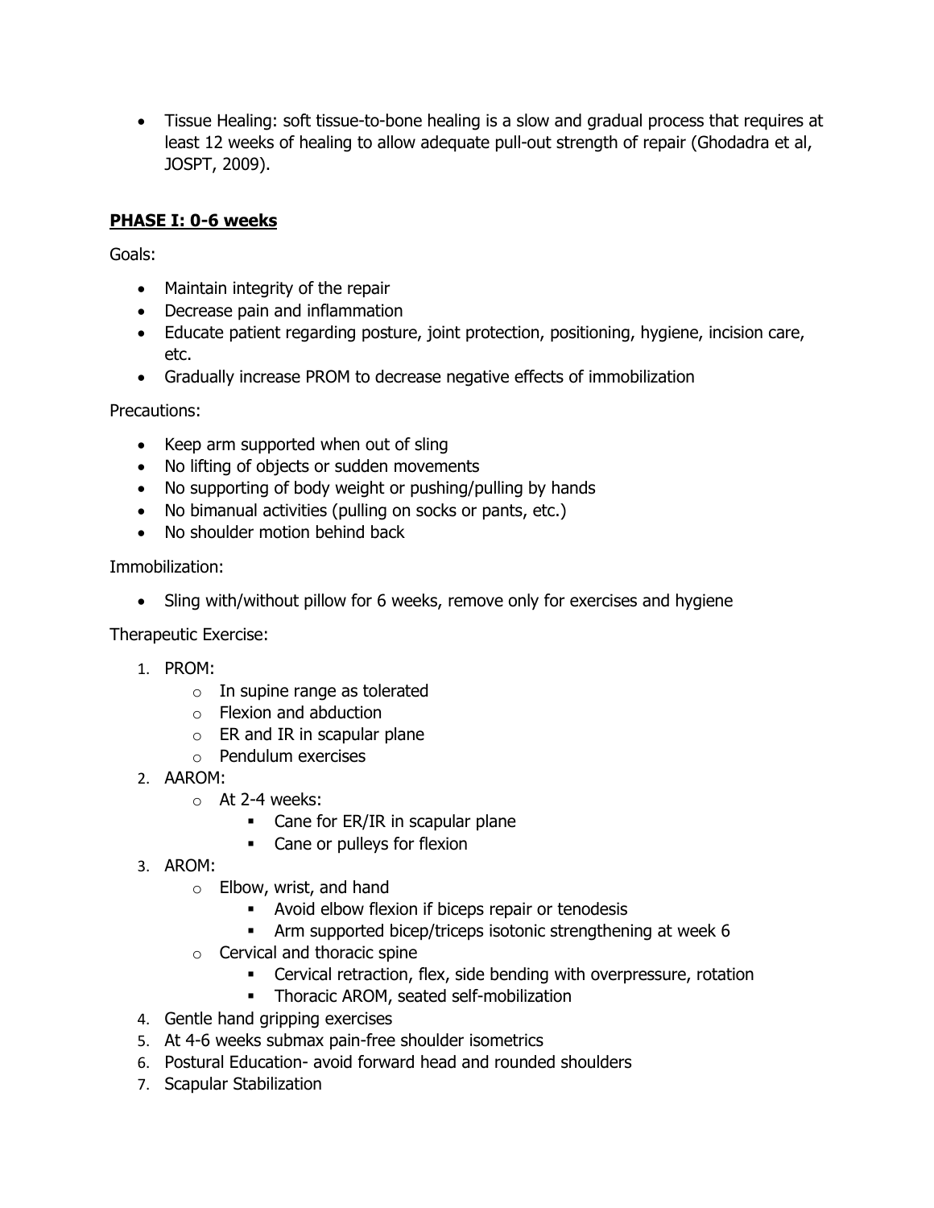- Tissue Healing: soft tissue-to-bone healing is a slow and gradual process that requires at least 12 weeks of healing to allow adequate pull-out strength of repair (Ghodadra et al, JOSPT, 2009).

## <u>**PHASE I: 0-6 weeks**</u>

Goals:

- Maintain integrity of the repair
- Decrease pain and inflammation
- Educate patient regarding posture, joint protection, positioning, hygiene, incision care, etc.
- Gradually increase PROM to decrease negative effects of immobilization

Precautions:

- Keep arm supported when out of sling
- No lifting of objects or sudden movements
- No supporting of body weight or pushing/pulling by hands
- No bimanual activities (pulling on socks or pants, etc.)
- No shoulder motion behind back

Immobilization:

- Sling with/without pillow for 6 weeks, remove only for exercises and hygiene

Therapeutic Exercise:

1. PROM:
   - In supine range as tolerated
   - Flexion and abduction
   - ER and IR in scapular plane
   - Pendulum exercises
2. AAROM:
   - At 2-4 weeks:
     - Cane for ER/IR in scapular plane
     - Cane or pulleys for flexion
3. AROM:
   - Elbow, wrist, and hand
     - Avoid elbow flexion if biceps repair or tenodesis
     - Arm supported bicep/triceps isotonic strengthening at week 6
   - Cervical and thoracic spine
     - Cervical retraction, flex, side bending with overpressure, rotation
     - Thoracic AROM, seated self-mobilization
4. Gentle hand gripping exercises
5. At 4-6 weeks submax pain-free shoulder isometrics
6. Postural Education- avoid forward head and rounded shoulders
7. Scapular Stabilization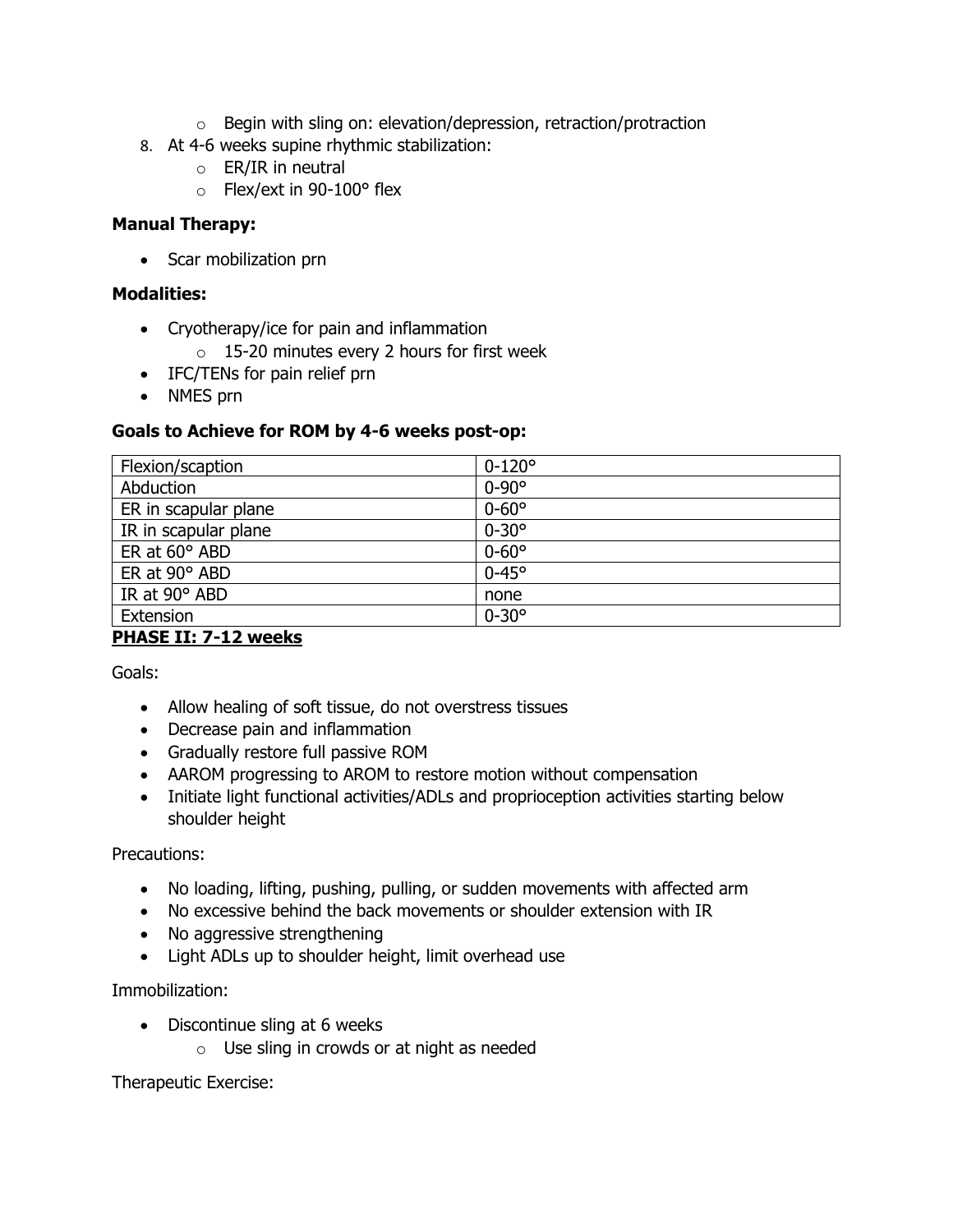- Begin with sling on: elevation/depression, retraction/protraction
8. At 4-6 weeks supine rhythmic stabilization:
   - ER/IR in neutral
   - Flex/ext in 90-100° flex

**Manual Therapy:**

- Scar mobilization prn

**Modalities:**

- Cryotherapy/ice for pain and inflammation
  - 15-20 minutes every 2 hours for first week
- IFC/TENs for pain relief prn
- NMES prn

**Goals to Achieve for ROM by 4-6 weeks post-op:**

| Flexion/scaption | 0-120° |
|---|---|
| Abduction | 0-90° |
| ER in scapular plane | 0-60° |
| IR in scapular plane | 0-30° |
| ER at 60° ABD | 0-60° |
| ER at 90° ABD | 0-45° |
| IR at 90° ABD | none |
| Extension | 0-30° |

**PHASE II: 7-12 weeks**

Goals:

- Allow healing of soft tissue, do not overstress tissues
- Decrease pain and inflammation
- Gradually restore full passive ROM
- AAROM progressing to AROM to restore motion without compensation
- Initiate light functional activities/ADLs and proprioception activities starting below shoulder height

Precautions:

- No loading, lifting, pushing, pulling, or sudden movements with affected arm
- No excessive behind the back movements or shoulder extension with IR
- No aggressive strengthening
- Light ADLs up to shoulder height, limit overhead use

Immobilization:

- Discontinue sling at 6 weeks
  - Use sling in crowds or at night as needed

Therapeutic Exercise: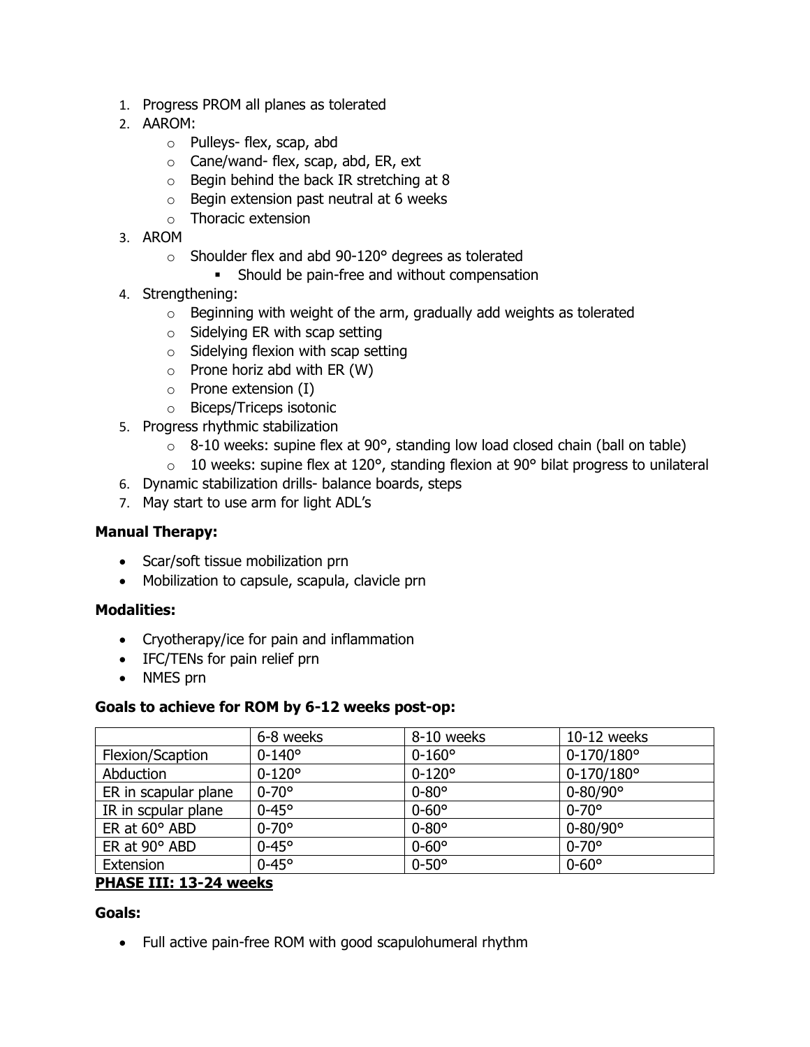1. Progress PROM all planes as tolerated
2. AAROM:
   - Pulleys- flex, scap, abd
   - Cane/wand- flex, scap, abd, ER, ext
   - Begin behind the back IR stretching at 8
   - Begin extension past neutral at 6 weeks
   - Thoracic extension
3. AROM
   - Shoulder flex and abd 90-120° degrees as tolerated
     - Should be pain-free and without compensation
4. Strengthening:
   - Beginning with weight of the arm, gradually add weights as tolerated
   - Sidelying ER with scap setting
   - Sidelying flexion with scap setting
   - Prone horiz abd with ER (W)
   - Prone extension (I)
   - Biceps/Triceps isotonic
5. Progress rhythmic stabilization
   - 8-10 weeks: supine flex at 90°, standing low load closed chain (ball on table)
   - 10 weeks: supine flex at 120°, standing flexion at 90° bilat progress to unilateral
6. Dynamic stabilization drills- balance boards, steps
7. May start to use arm for light ADL's

**Manual Therapy:**

- Scar/soft tissue mobilization prn
- Mobilization to capsule, scapula, clavicle prn

**Modalities:**

- Cryotherapy/ice for pain and inflammation
- IFC/TENs for pain relief prn
- NMES prn

**Goals to achieve for ROM by 6-12 weeks post-op:**

| | 6-8 weeks | 8-10 weeks | 10-12 weeks |
|---|---|---|---|
| Flexion/Scaption | 0-140° | 0-160° | 0-170/180° |
| Abduction | 0-120° | 0-120° | 0-170/180° |
| ER in scapular plane | 0-70° | 0-80° | 0-80/90° |
| IR in scpular plane | 0-45° | 0-60° | 0-70° |
| ER at 60° ABD | 0-70° | 0-80° | 0-80/90° |
| ER at 90° ABD | 0-45° | 0-60° | 0-70° |
| Extension | 0-45° | 0-50° | 0-60° |

**PHASE III: 13-24 weeks**

**Goals:**

- Full active pain-free ROM with good scapulohumeral rhythm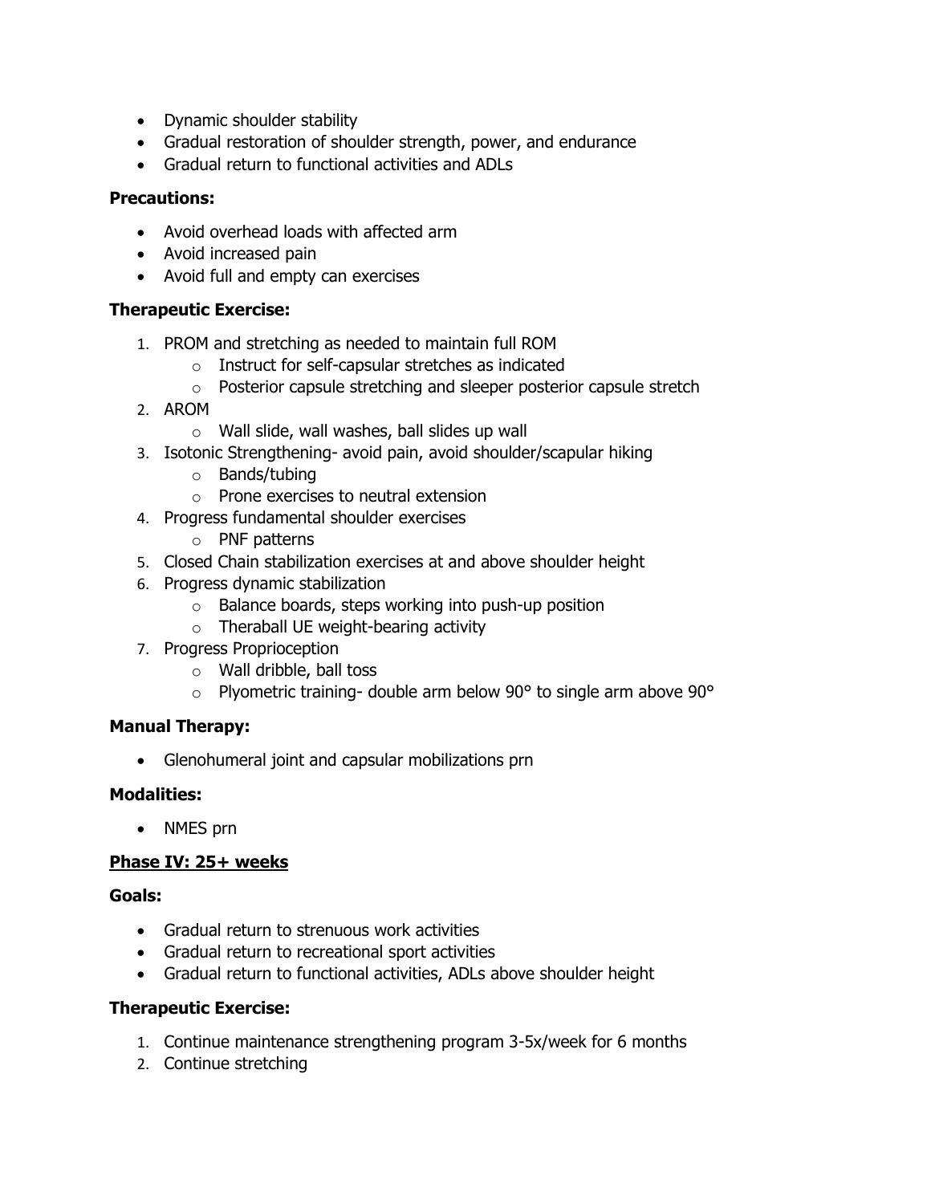- Dynamic shoulder stability
- Gradual restoration of shoulder strength, power, and endurance
- Gradual return to functional activities and ADLs

**Precautions:**

- Avoid overhead loads with affected arm
- Avoid increased pain
- Avoid full and empty can exercises

**Therapeutic Exercise:**

1. PROM and stretching as needed to maintain full ROM
    - Instruct for self-capsular stretches as indicated
    - Posterior capsule stretching and sleeper posterior capsule stretch
2. AROM
    - Wall slide, wall washes, ball slides up wall
3. Isotonic Strengthening- avoid pain, avoid shoulder/scapular hiking
    - Bands/tubing
    - Prone exercises to neutral extension
4. Progress fundamental shoulder exercises
    - PNF patterns
5. Closed Chain stabilization exercises at and above shoulder height
6. Progress dynamic stabilization
    - Balance boards, steps working into push-up position
    - Theraball UE weight-bearing activity
7. Progress Proprioception
    - Wall dribble, ball toss
    - Plyometric training- double arm below 90° to single arm above 90°

**Manual Therapy:**

- Glenohumeral joint and capsular mobilizations prn

**Modalities:**

- NMES prn

**<u>Phase IV: 25+ weeks</u>**

**Goals:**

- Gradual return to strenuous work activities
- Gradual return to recreational sport activities
- Gradual return to functional activities, ADLs above shoulder height

**Therapeutic Exercise:**

1. Continue maintenance strengthening program 3-5x/week for 6 months
2. Continue stretching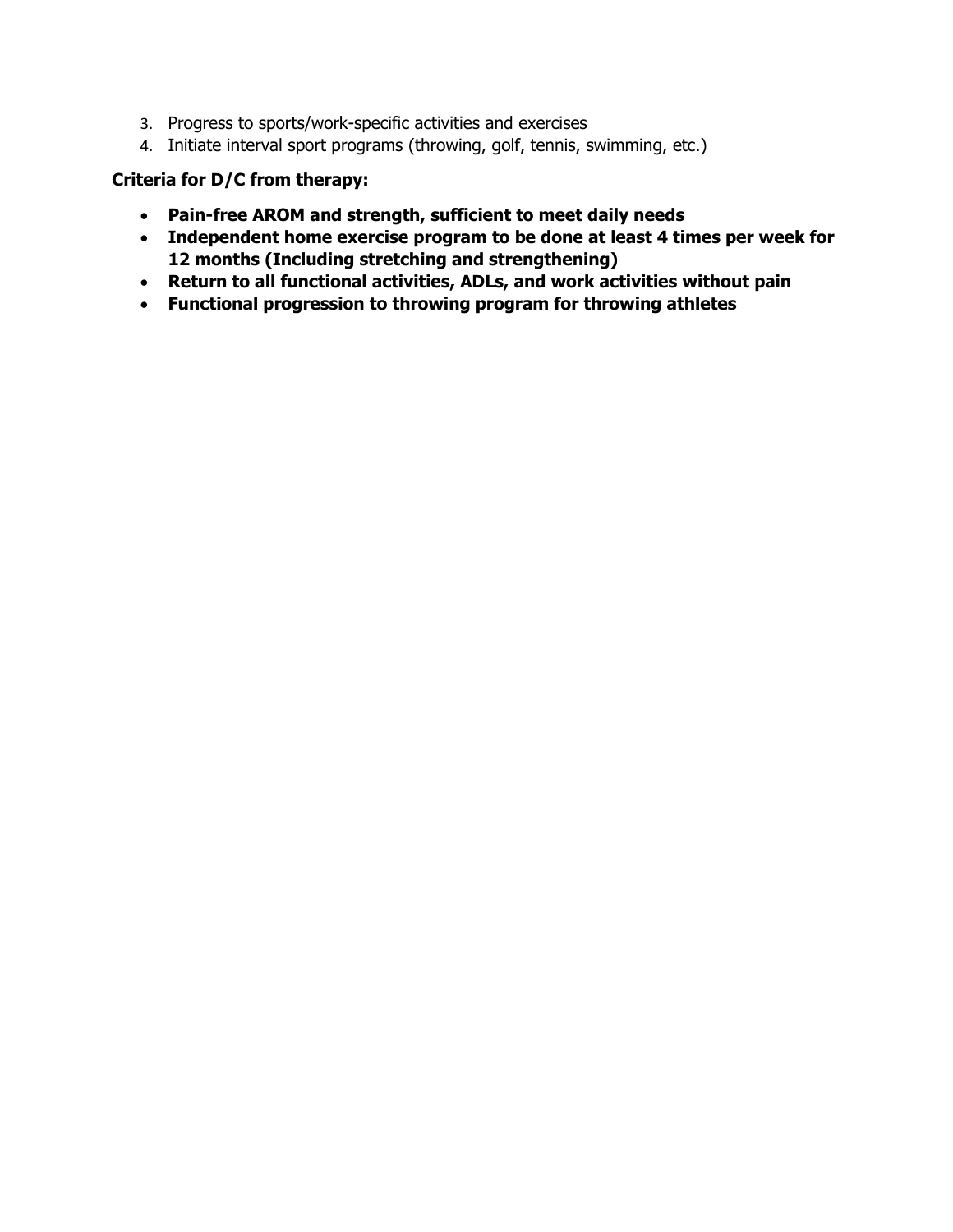3. Progress to sports/work-specific activities and exercises
4. Initiate interval sport programs (throwing, golf, tennis, swimming, etc.)

**Criteria for D/C from therapy:**

- **Pain-free AROM and strength, sufficient to meet daily needs**
- **Independent home exercise program to be done at least 4 times per week for 12 months (Including stretching and strengthening)**
- **Return to all functional activities, ADLs, and work activities without pain**
- **Functional progression to throwing program for throwing athletes**